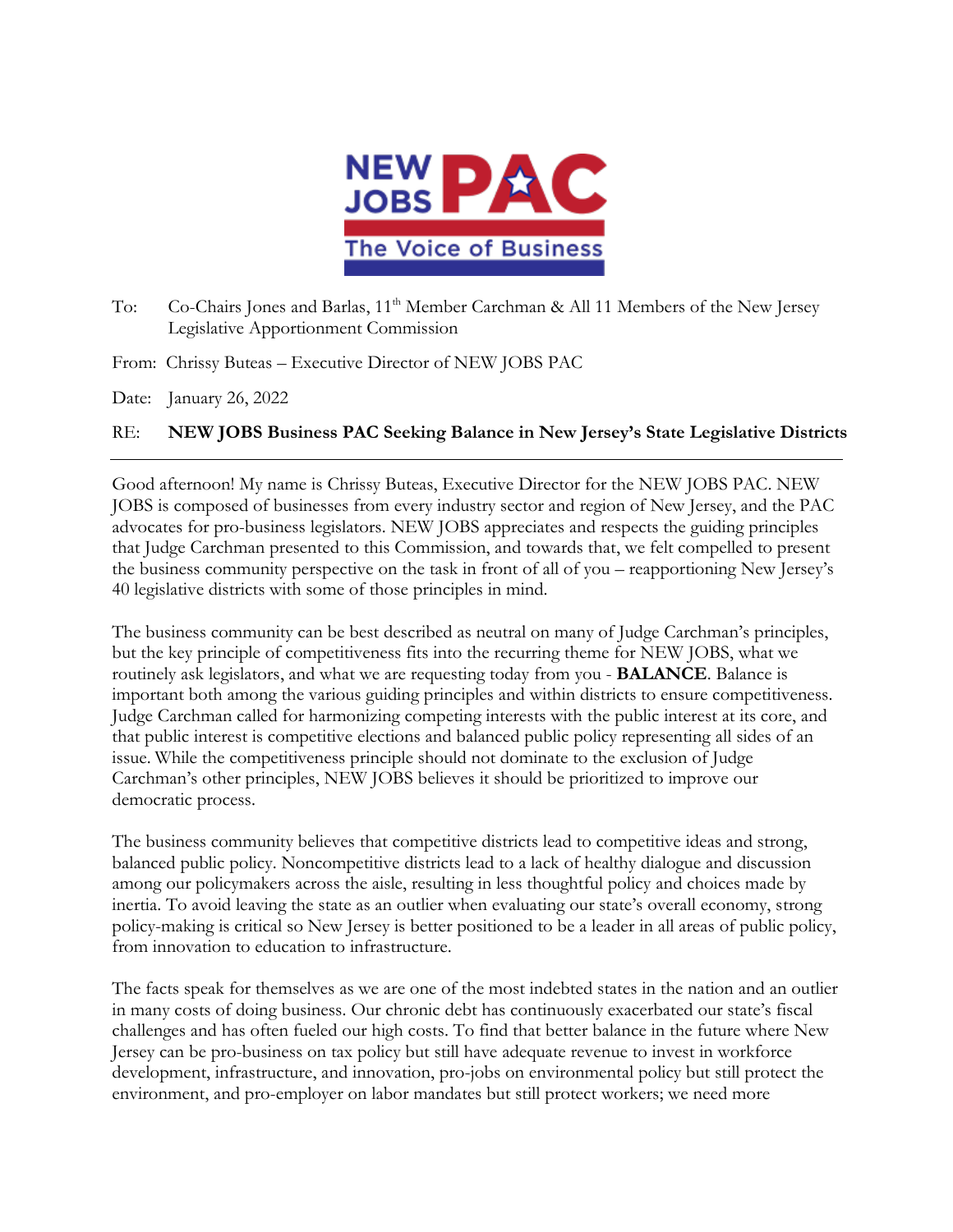NEW JOBS PAC

The Voice of Business

To: Co-Chairs Jones and Barlas, 11th Member Carchman & All 11 Members of the New Jersey Legislative Apportionment Commission

From: Chrissy Buteas – Executive Director of NEW JOBS PAC

Date: January 26, 2022

RE: **NEW JOBS Business PAC Seeking Balance in New Jersey's State Legislative Districts**

---

Good afternoon! My name is Chrissy Buteas, Executive Director for the NEW JOBS PAC. NEW JOBS is composed of businesses from every industry sector and region of New Jersey, and the PAC advocates for pro-business legislators. NEW JOBS appreciates and respects the guiding principles that Judge Carchman presented to this Commission, and towards that, we felt compelled to present the business community perspective on the task in front of all of you – reapportioning New Jersey's 40 legislative districts with some of those principles in mind.

The business community can be best described as neutral on many of Judge Carchman's principles, but the key principle of competitiveness fits into the recurring theme for NEW JOBS, what we routinely ask legislators, and what we are requesting today from you - **BALANCE**. Balance is important both among the various guiding principles and within districts to ensure competitiveness. Judge Carchman called for harmonizing competing interests with the public interest at its core, and that public interest is competitive elections and balanced public policy representing all sides of an issue. While the competitiveness principle should not dominate to the exclusion of Judge Carchman's other principles, NEW JOBS believes it should be prioritized to improve our democratic process.

The business community believes that competitive districts lead to competitive ideas and strong, balanced public policy. Noncompetitive districts lead to a lack of healthy dialogue and discussion among our policymakers across the aisle, resulting in less thoughtful policy and choices made by inertia. To avoid leaving the state as an outlier when evaluating our state's overall economy, strong policy-making is critical so New Jersey is better positioned to be a leader in all areas of public policy, from innovation to education to infrastructure.

The facts speak for themselves as we are one of the most indebted states in the nation and an outlier in many costs of doing business. Our chronic debt has continuously exacerbated our state's fiscal challenges and has often fueled our high costs. To find that better balance in the future where New Jersey can be pro-business on tax policy but still have adequate revenue to invest in workforce development, infrastructure, and innovation, pro-jobs on environmental policy but still protect the environment, and pro-employer on labor mandates but still protect workers; we need more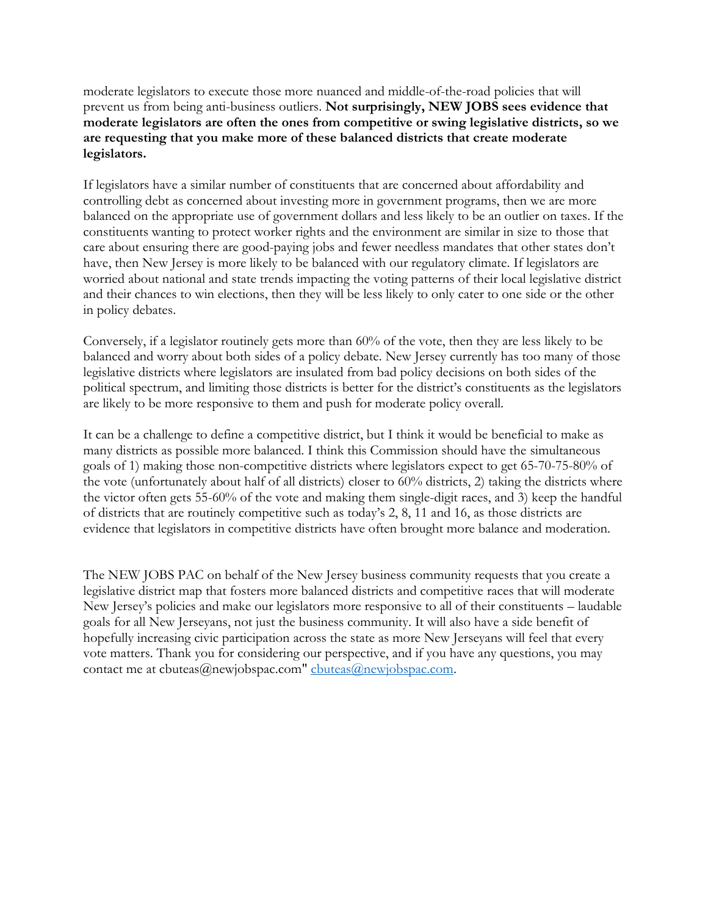moderate legislators to execute those more nuanced and middle-of-the-road policies that will prevent us from being anti-business outliers. **Not surprisingly, NEW JOBS sees evidence that moderate legislators are often the ones from competitive or swing legislative districts, so we are requesting that you make more of these balanced districts that create moderate legislators.**

If legislators have a similar number of constituents that are concerned about affordability and controlling debt as concerned about investing more in government programs, then we are more balanced on the appropriate use of government dollars and less likely to be an outlier on taxes. If the constituents wanting to protect worker rights and the environment are similar in size to those that care about ensuring there are good-paying jobs and fewer needless mandates that other states don't have, then New Jersey is more likely to be balanced with our regulatory climate. If legislators are worried about national and state trends impacting the voting patterns of their local legislative district and their chances to win elections, then they will be less likely to only cater to one side or the other in policy debates.

Conversely, if a legislator routinely gets more than 60% of the vote, then they are less likely to be balanced and worry about both sides of a policy debate. New Jersey currently has too many of those legislative districts where legislators are insulated from bad policy decisions on both sides of the political spectrum, and limiting those districts is better for the district's constituents as the legislators are likely to be more responsive to them and push for moderate policy overall.

It can be a challenge to define a competitive district, but I think it would be beneficial to make as many districts as possible more balanced. I think this Commission should have the simultaneous goals of 1) making those non-competitive districts where legislators expect to get 65-70-75-80% of the vote (unfortunately about half of all districts) closer to 60% districts, 2) taking the districts where the victor often gets 55-60% of the vote and making them single-digit races, and 3) keep the handful of districts that are routinely competitive such as today's 2, 8, 11 and 16, as those districts are evidence that legislators in competitive districts have often brought more balance and moderation.

The NEW JOBS PAC on behalf of the New Jersey business community requests that you create a legislative district map that fosters more balanced districts and competitive races that will moderate New Jersey's policies and make our legislators more responsive to all of their constituents – laudable goals for all New Jerseyans, not just the business community. It will also have a side benefit of hopefully increasing civic participation across the state as more New Jerseyans will feel that every vote matters. Thank you for considering our perspective, and if you have any questions, you may contact me at cbuteas@newjobspac.com" cbuteas@newjobspac.com.